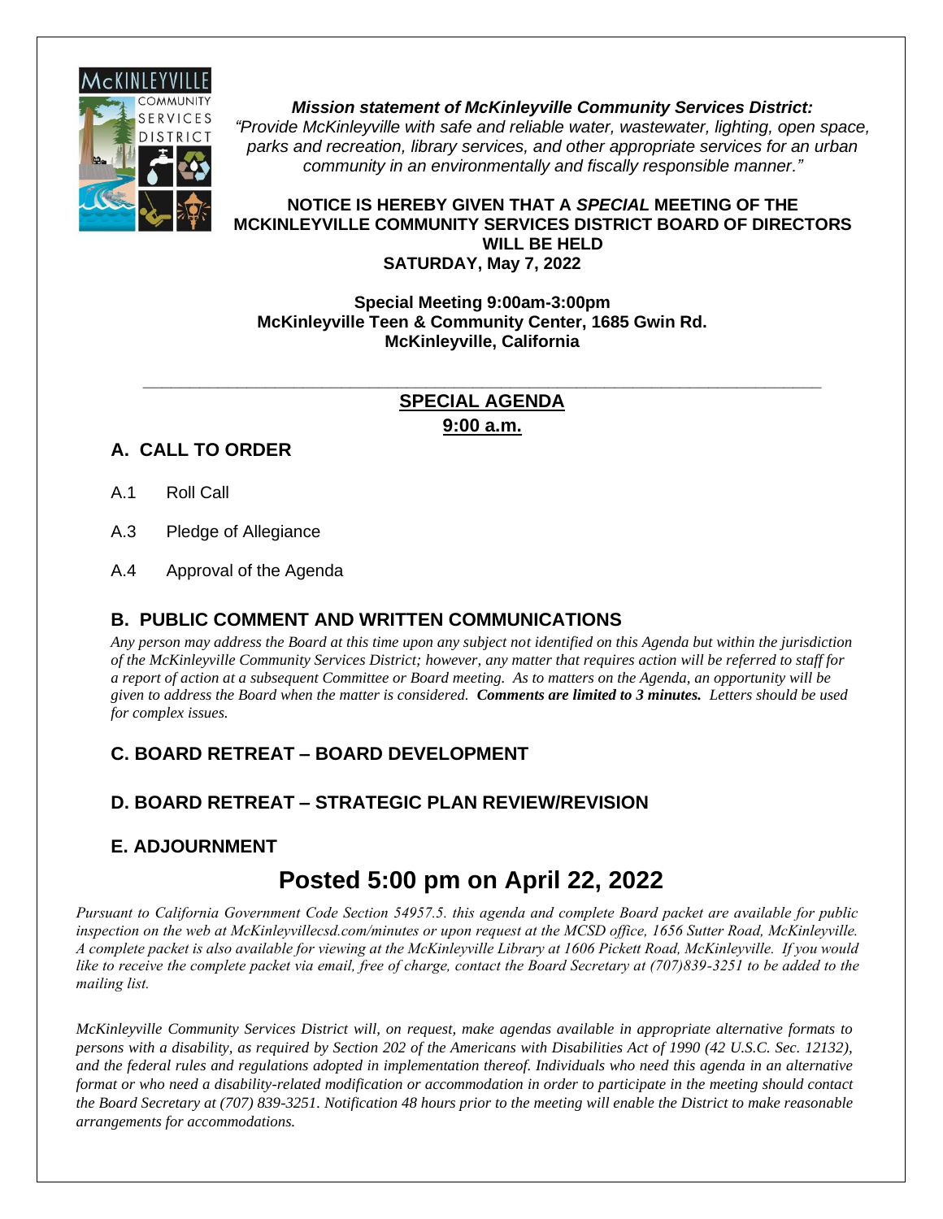***Mission statement of McKinleyville Community Services District:***
*"Provide McKinleyville with safe and reliable water, wastewater, lighting, open space, parks and recreation, library services, and other appropriate services for an urban community in an environmentally and fiscally responsible manner."*

**NOTICE IS HEREBY GIVEN THAT A *SPECIAL* MEETING OF THE MCKINLEYVILLE COMMUNITY SERVICES DISTRICT BOARD OF DIRECTORS WILL BE HELD SATURDAY, May 7, 2022**

**Special Meeting 9:00am-3:00pm**
**McKinleyville Teen & Community Center, 1685 Gwin Rd.**
**McKinleyville, California**

---

**SPECIAL AGENDA**
**9:00 a.m.**

## A. CALL TO ORDER

A.1 Roll Call

A.3 Pledge of Allegiance

A.4 Approval of the Agenda

## B. PUBLIC COMMENT AND WRITTEN COMMUNICATIONS

*Any person may address the Board at this time upon any subject not identified on this Agenda but within the jurisdiction of the McKinleyville Community Services District; however, any matter that requires action will be referred to staff for a report of action at a subsequent Committee or Board meeting. As to matters on the Agenda, an opportunity will be given to address the Board when the matter is considered.* ***Comments are limited to 3 minutes.*** *Letters should be used for complex issues.*

## C. BOARD RETREAT – BOARD DEVELOPMENT

## D. BOARD RETREAT – STRATEGIC PLAN REVIEW/REVISION

## E. ADJOURNMENT

# Posted 5:00 pm on April 22, 2022

*Pursuant to California Government Code Section 54957.5. this agenda and complete Board packet are available for public inspection on the web at McKinleyvillecsd.com/minutes or upon request at the MCSD office, 1656 Sutter Road, McKinleyville. A complete packet is also available for viewing at the McKinleyville Library at 1606 Pickett Road, McKinleyville. If you would like to receive the complete packet via email, free of charge, contact the Board Secretary at (707)839-3251 to be added to the mailing list.*

*McKinleyville Community Services District will, on request, make agendas available in appropriate alternative formats to persons with a disability, as required by Section 202 of the Americans with Disabilities Act of 1990 (42 U.S.C. Sec. 12132), and the federal rules and regulations adopted in implementation thereof. Individuals who need this agenda in an alternative format or who need a disability-related modification or accommodation in order to participate in the meeting should contact the Board Secretary at (707) 839-3251. Notification 48 hours prior to the meeting will enable the District to make reasonable arrangements for accommodations.*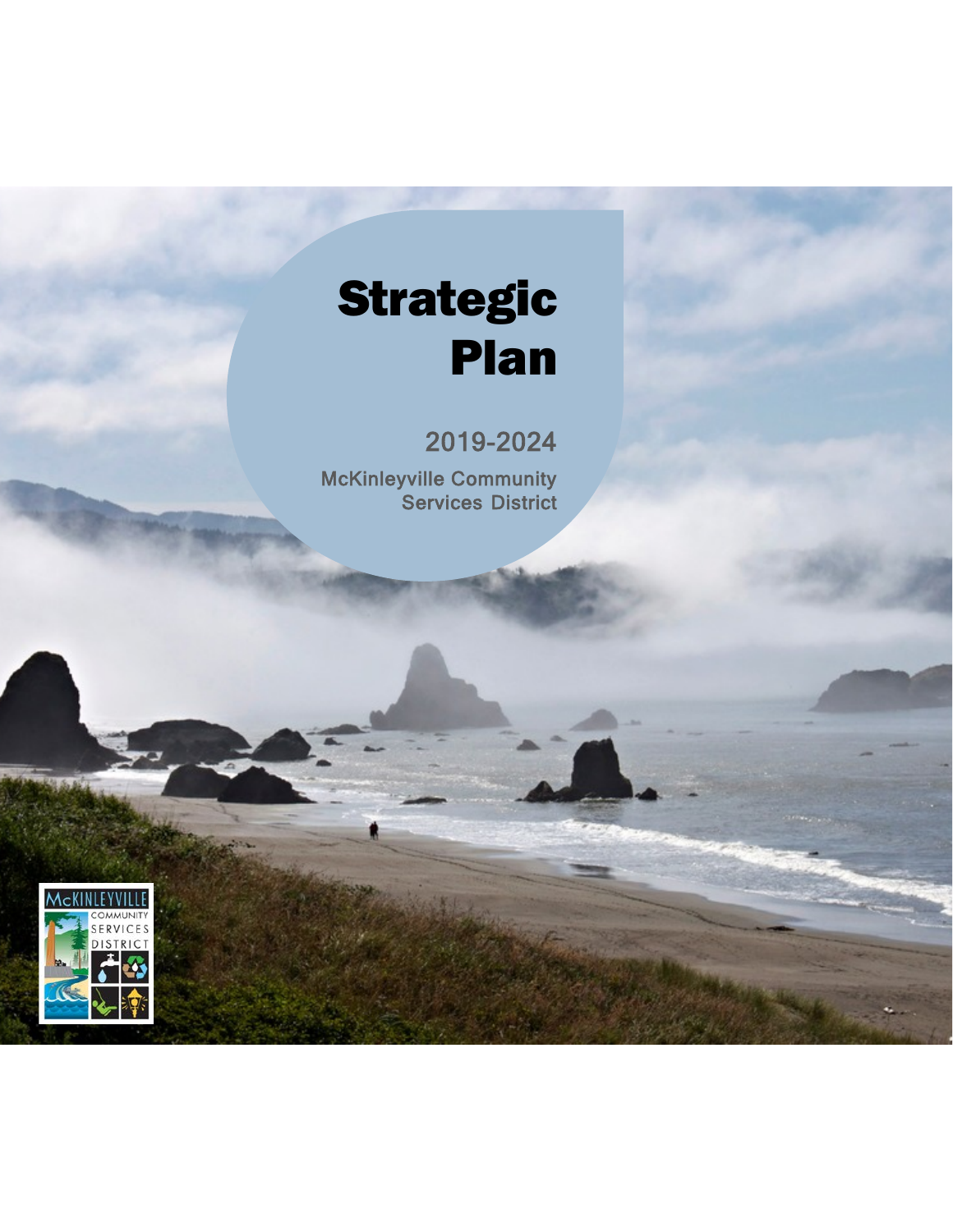# Strategic Plan

## 2019-2024

McKinleyville Community Services District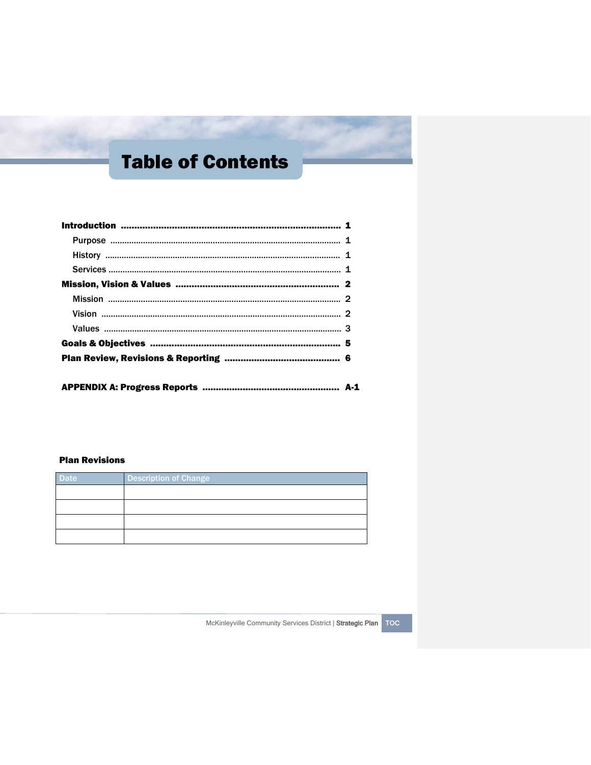# Table of Contents

| | |
|---|---|
| **Introduction** | **1** |
| Purpose | 1 |
| History | 1 |
| Services | 1 |
| **Mission, Vision & Values** | **2** |
| Mission | 2 |
| Vision | 2 |
| Values | 3 |
| **Goals & Objectives** | **5** |
| **Plan Review, Revisions & Reporting** | **6** |
| **APPENDIX A: Progress Reports** | **A-1** |

**Plan Revisions**

| Date | Description of Change |
|---|---|
| | |
| | |
| | |
| | |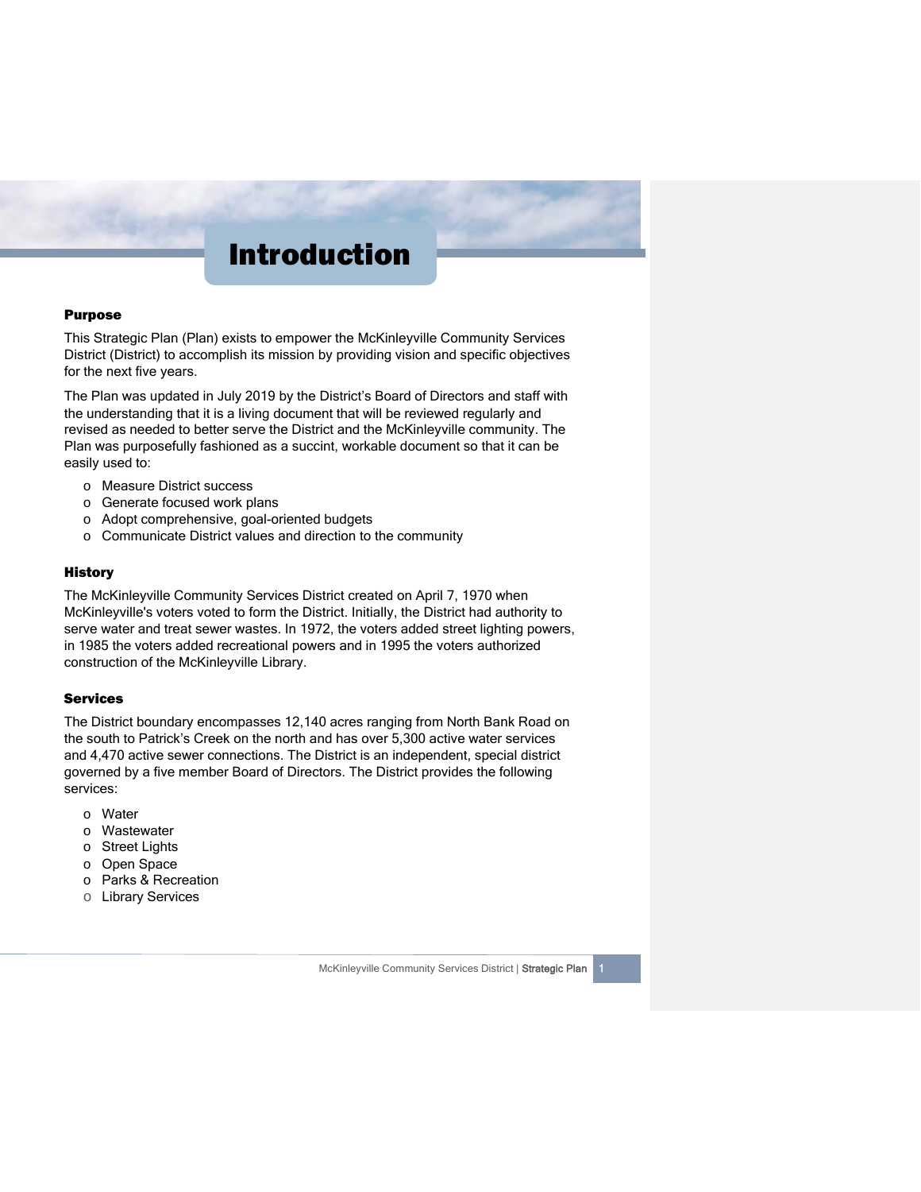# Introduction

## Purpose

This Strategic Plan (Plan) exists to empower the McKinleyville Community Services District (District) to accomplish its mission by providing vision and specific objectives for the next five years.

The Plan was updated in July 2019 by the District's Board of Directors and staff with the understanding that it is a living document that will be reviewed regularly and revised as needed to better serve the District and the McKinleyville community. The Plan was purposefully fashioned as a succint, workable document so that it can be easily used to:

- Measure District success
- Generate focused work plans
- Adopt comprehensive, goal-oriented budgets
- Communicate District values and direction to the community

## History

The McKinleyville Community Services District created on April 7, 1970 when McKinleyville's voters voted to form the District. Initially, the District had authority to serve water and treat sewer wastes. In 1972, the voters added street lighting powers, in 1985 the voters added recreational powers and in 1995 the voters authorized construction of the McKinleyville Library.

## Services

The District boundary encompasses 12,140 acres ranging from North Bank Road on the south to Patrick's Creek on the north and has over 5,300 active water services and 4,470 active sewer connections. The District is an independent, special district governed by a five member Board of Directors. The District provides the following services:

- Water
- Wastewater
- Street Lights
- Open Space
- Parks & Recreation
- Library Services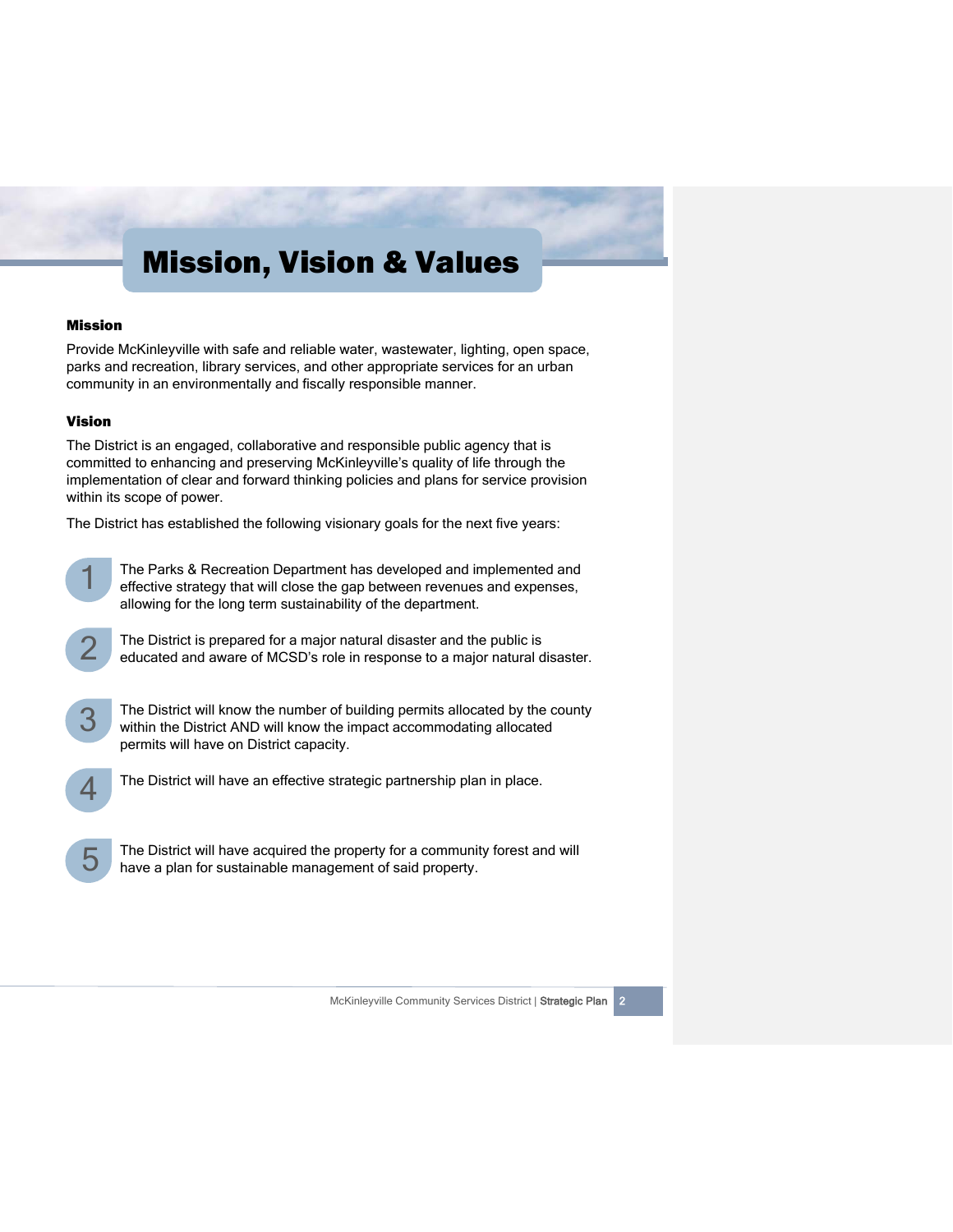# Mission, Vision & Values

### Mission

Provide McKinleyville with safe and reliable water, wastewater, lighting, open space, parks and recreation, library services, and other appropriate services for an urban community in an environmentally and fiscally responsible manner.

### Vision

The District is an engaged, collaborative and responsible public agency that is committed to enhancing and preserving McKinleyville's quality of life through the implementation of clear and forward thinking policies and plans for service provision within its scope of power.

The District has established the following visionary goals for the next five years:

1. The Parks & Recreation Department has developed and implemented and effective strategy that will close the gap between revenues and expenses, allowing for the long term sustainability of the department.

2. The District is prepared for a major natural disaster and the public is educated and aware of MCSD's role in response to a major natural disaster.

3. The District will know the number of building permits allocated by the county within the District AND will know the impact accommodating allocated permits will have on District capacity.

4. The District will have an effective strategic partnership plan in place.

5. The District will have acquired the property for a community forest and will have a plan for sustainable management of said property.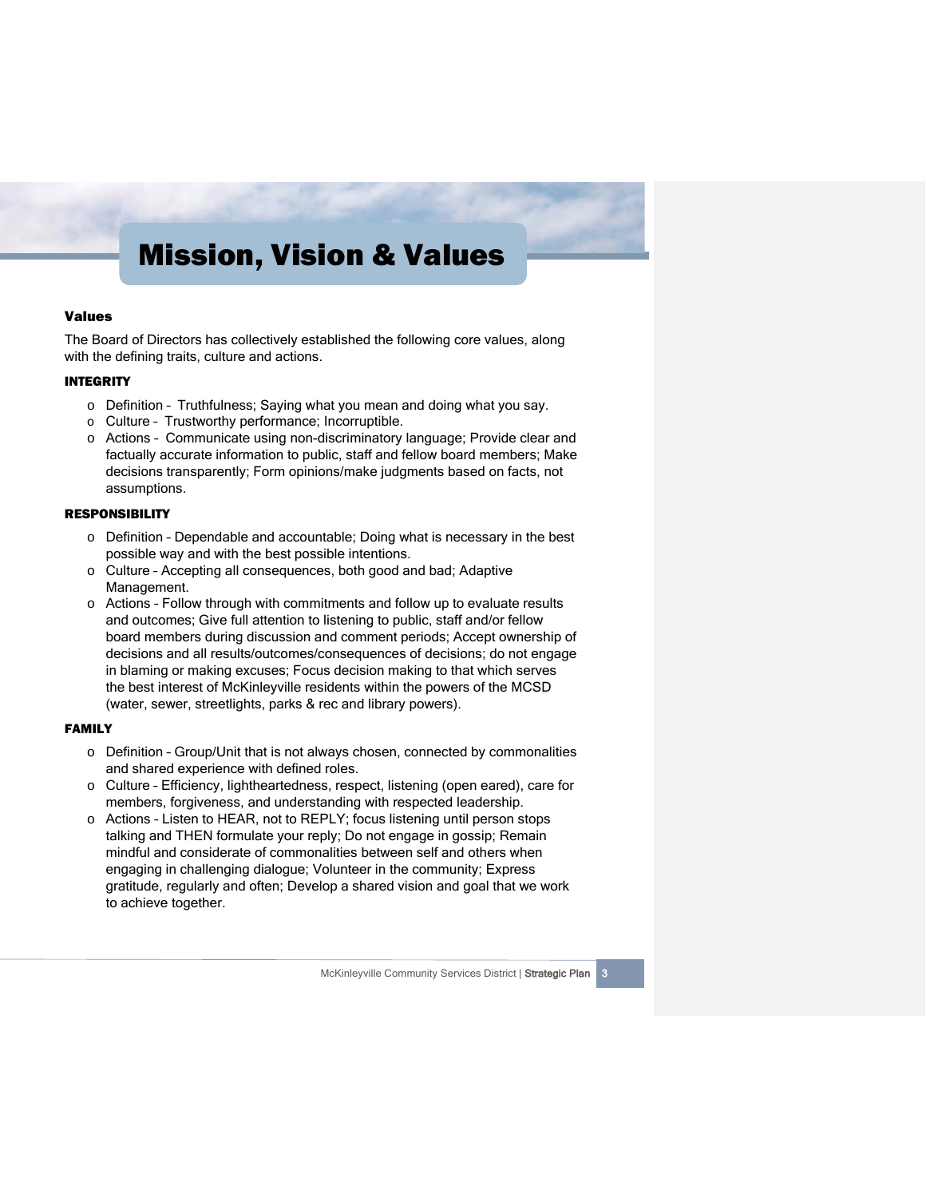# Mission, Vision & Values

### Values

The Board of Directors has collectively established the following core values, along with the defining traits, culture and actions.

#### INTEGRITY

- Definition – Truthfulness; Saying what you mean and doing what you say.
- Culture – Trustworthy performance; Incorruptible.
- Actions – Communicate using non-discriminatory language; Provide clear and factually accurate information to public, staff and fellow board members; Make decisions transparently; Form opinions/make judgments based on facts, not assumptions.

#### RESPONSIBILITY

- Definition – Dependable and accountable; Doing what is necessary in the best possible way and with the best possible intentions.
- Culture – Accepting all consequences, both good and bad; Adaptive Management.
- Actions – Follow through with commitments and follow up to evaluate results and outcomes; Give full attention to listening to public, staff and/or fellow board members during discussion and comment periods; Accept ownership of decisions and all results/outcomes/consequences of decisions; do not engage in blaming or making excuses; Focus decision making to that which serves the best interest of McKinleyville residents within the powers of the MCSD (water, sewer, streetlights, parks & rec and library powers).

#### FAMILY

- Definition – Group/Unit that is not always chosen, connected by commonalities and shared experience with defined roles.
- Culture – Efficiency, lightheartedness, respect, listening (open eared), care for members, forgiveness, and understanding with respected leadership.
- Actions – Listen to HEAR, not to REPLY; focus listening until person stops talking and THEN formulate your reply; Do not engage in gossip; Remain mindful and considerate of commonalities between self and others when engaging in challenging dialogue; Volunteer in the community; Express gratitude, regularly and often; Develop a shared vision and goal that we work to achieve together.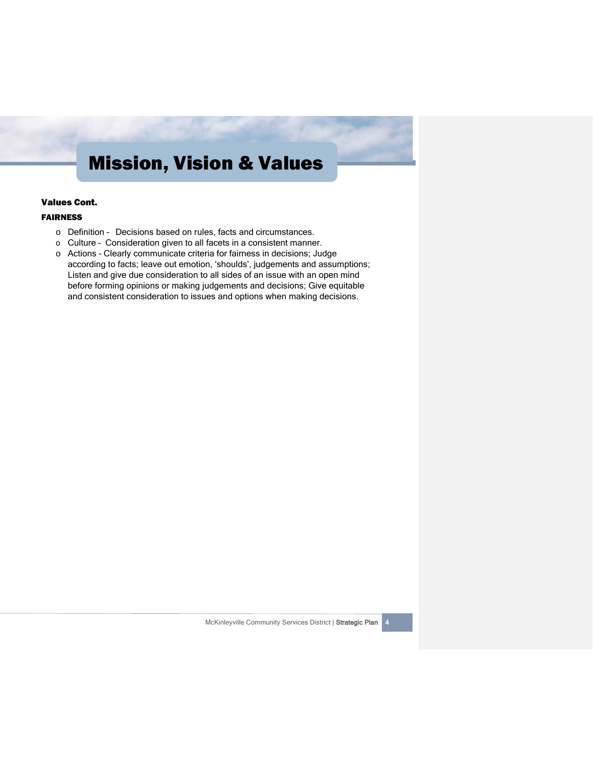# Mission, Vision & Values

**Values Cont.**

**FAIRNESS**

- Definition – Decisions based on rules, facts and circumstances.
- Culture – Consideration given to all facets in a consistent manner.
- Actions – Clearly communicate criteria for fairness in decisions; Judge according to facts; leave out emotion, 'shoulds', judgements and assumptions; Listen and give due consideration to all sides of an issue with an open mind before forming opinions or making judgements and decisions; Give equitable and consistent consideration to issues and options when making decisions.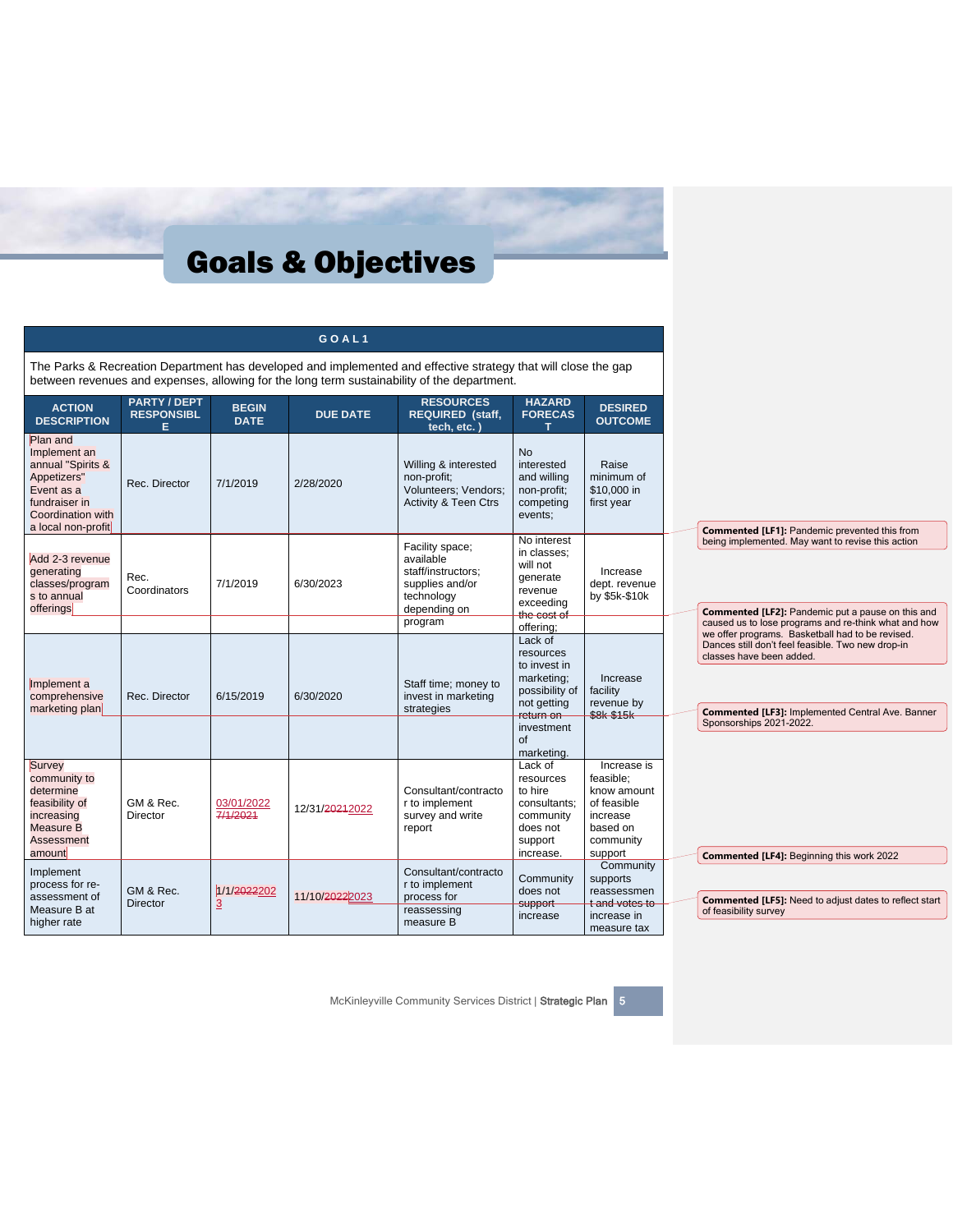# Goals & Objectives

| GOAL 1 | | | | | | |
|---|---|---|---|---|---|---|
| The Parks & Recreation Department has developed and implemented and effective strategy that will close the gap between revenues and expenses, allowing for the long term sustainability of the department. | | | | | | |
| **ACTION DESCRIPTION** | **PARTY / DEPT RESPONSIBLE** | **BEGIN DATE** | **DUE DATE** | **RESOURCES REQUIRED (staff, tech, etc. )** | **HAZARD FORECAST** | **DESIRED OUTCOME** |
| Plan and Implement an annual "Spirits & Appetizers" Event as a fundraiser in Coordination with a local non-profit | Rec. Director | 7/1/2019 | 2/28/2020 | Willing & interested non-profit; Volunteers; Vendors; Activity & Teen Ctrs | No interested and willing non-profit; competing events; | Raise minimum of $10,000 in first year |
| Add 2-3 revenue generating classes/programs to annual offerings | Rec. Coordinators | 7/1/2019 | 6/30/2023 | Facility space; available staff/instructors; supplies and/or technology depending on program | No interest in classes; will not generate revenue exceeding the cost of offering; | Increase dept. revenue by $5k-$10k |
| Implement a comprehensive marketing plan | Rec. Director | 6/15/2019 | 6/30/2020 | Staff time; money to invest in marketing strategies | Lack of resources to invest in marketing; possibility of not getting return on investment of marketing. | Increase facility revenue by $8k-$15k |
| Survey community to determine feasibility of increasing Measure B Assessment amount | GM & Rec. Director | 03/01/2022 ~~7/1/2021~~ | 12/31/~~2021~~2022 | Consultant/contractor to implement survey and write report | Lack of resources to hire consultants; community does not support increase. | Increase is feasible; know amount of feasible increase based on community support |
| Implement process for re-assessment of Measure B at higher rate | GM & Rec. Director | 1/1/~~2022~~2023 | 11/10/~~2022~~2023 | Consultant/contractor to implement process for reassessing measure B | Community does not support increase | Community supports reassessment and votes to increase in measure tax |

**Commented [LF1]:** Pandemic prevented this from being implemented. May want to revise this action

**Commented [LF2]:** Pandemic put a pause on this and caused us to lose programs and re-think what and how we offer programs. Basketball had to be revised. Dances still don't feel feasible. Two new drop-in classes have been added.

**Commented [LF3]:** Implemented Central Ave. Banner Sponsorships 2021-2022.

**Commented [LF4]:** Beginning this work 2022

**Commented [LF5]:** Need to adjust dates to reflect start of feasibility survey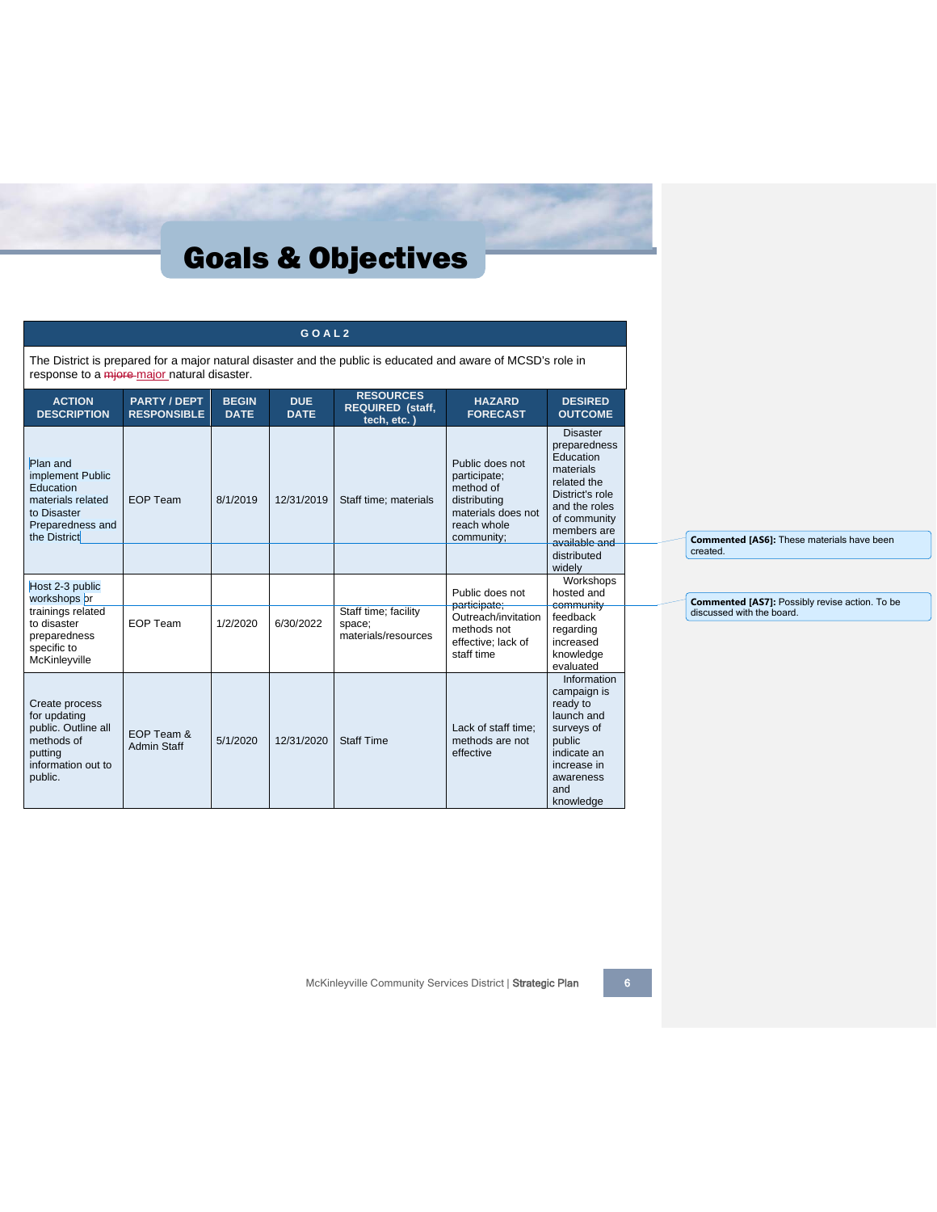# Goals & Objectives

| GOAL 2 | | | | | | |
|---|---|---|---|---|---|---|
| The District is prepared for a major natural disaster and the public is educated and aware of MCSD's role in response to a ~~mjore~~ major natural disaster. | | | | | | |
| **ACTION DESCRIPTION** | **PARTY / DEPT RESPONSIBLE** | **BEGIN DATE** | **DUE DATE** | **RESOURCES REQUIRED (staff, tech, etc. )** | **HAZARD FORECAST** | **DESIRED OUTCOME** |
| Plan and implement Public Education materials related to Disaster Preparedness and the District | EOP Team | 8/1/2019 | 12/31/2019 | Staff time; materials | Public does not participate; method of distributing materials does not reach whole community; | Disaster preparedness Education materials related the District's role and the roles of community members are available and distributed widely |
| Host 2-3 public workshops or trainings related to disaster preparedness specific to McKinleyville | EOP Team | 1/2/2020 | 6/30/2022 | Staff time; facility space; materials/resources | Public does not participate; Outreach/invitation methods not effective; lack of staff time | Workshops hosted and community feedback regarding increased knowledge evaluated |
| Create process for updating public. Outline all methods of putting information out to public. | EOP Team & Admin Staff | 5/1/2020 | 12/31/2020 | Staff Time | Lack of staff time; methods are not effective | Information campaign is ready to launch and surveys of public indicate an increase in awareness and knowledge |

**Commented [AS6]:** These materials have been created.

**Commented [AS7]:** Possibly revise action. To be discussed with the board.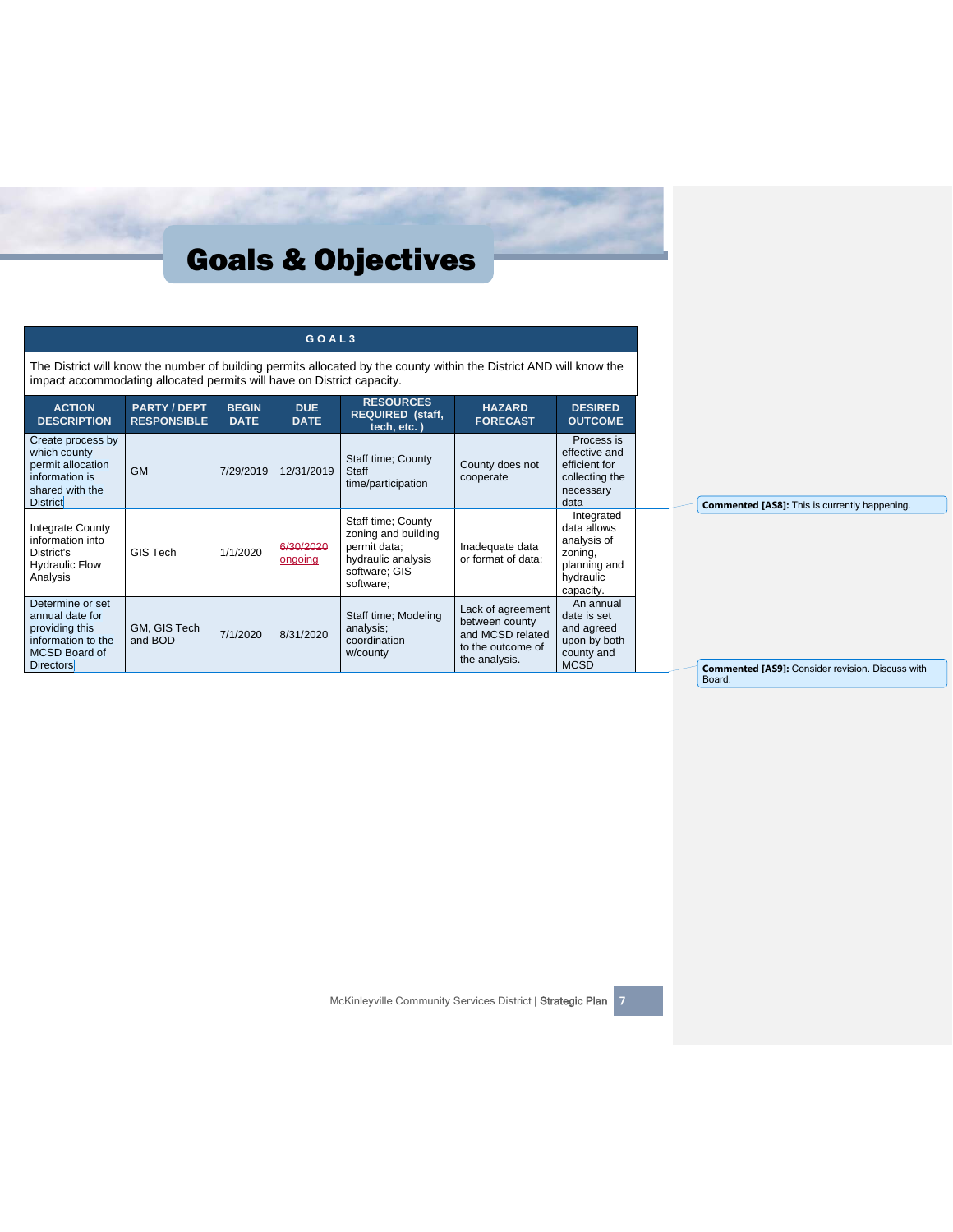# Goals & Objectives

| GOAL 3 | | | | | | |
|---|---|---|---|---|---|---|
| The District will know the number of building permits allocated by the county within the District AND will know the impact accommodating allocated permits will have on District capacity. | | | | | | |
| **ACTION DESCRIPTION** | **PARTY / DEPT RESPONSIBLE** | **BEGIN DATE** | **DUE DATE** | **RESOURCES REQUIRED (staff, tech, etc. )** | **HAZARD FORECAST** | **DESIRED OUTCOME** |
| Create process by which county permit allocation information is shared with the District | GM | 7/29/2019 | 12/31/2019 | Staff time; County Staff time/participation | County does not cooperate | Process is effective and efficient for collecting the necessary data |
| Integrate County information into District's Hydraulic Flow Analysis | GIS Tech | 1/1/2020 | ~~6/30/2020~~ ongoing | Staff time; County zoning and building permit data; hydraulic analysis software; GIS software; | Inadequate data or format of data; | Integrated data allows analysis of zoning, planning and hydraulic capacity. |
| Determine or set annual date for providing this information to the MCSD Board of Directors | GM, GIS Tech and BOD | 7/1/2020 | 8/31/2020 | Staff time; Modeling analysis; coordination w/county | Lack of agreement between county and MCSD related to the outcome of the analysis. | An annual date is set and agreed upon by both county and MCSD |

**Commented [AS8]:** This is currently happening.

**Commented [AS9]:** Consider revision. Discuss with Board.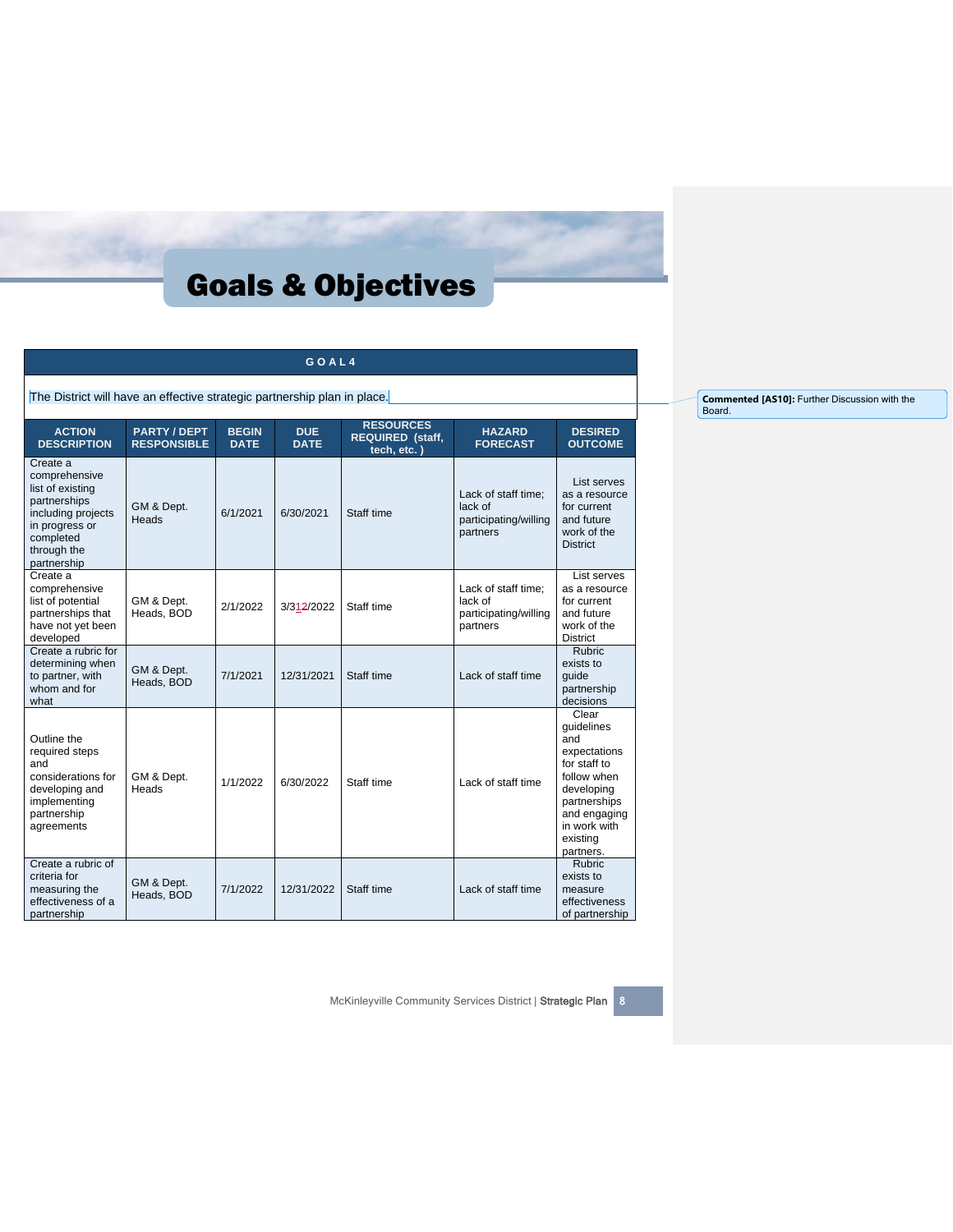# Goals & Objectives

| GOAL 4 | | | | | | |
|---|---|---|---|---|---|---|
| The District will have an effective strategic partnership plan in place. | | | | | | |
| **ACTION DESCRIPTION** | **PARTY / DEPT RESPONSIBLE** | **BEGIN DATE** | **DUE DATE** | **RESOURCES REQUIRED (staff, tech, etc. )** | **HAZARD FORECAST** | **DESIRED OUTCOME** |
| Create a comprehensive list of existing partnerships including projects in progress or completed through the partnership | GM & Dept. Heads | 6/1/2021 | 6/30/2021 | Staff time | Lack of staff time; lack of participating/willing partners | List serves as a resource for current and future work of the District |
| Create a comprehensive list of potential partnerships that have not yet been developed | GM & Dept. Heads, BOD | 2/1/2022 | 3/312/2022 | Staff time | Lack of staff time; lack of participating/willing partners | List serves as a resource for current and future work of the District |
| Create a rubric for determining when to partner, with whom and for what | GM & Dept. Heads, BOD | 7/1/2021 | 12/31/2021 | Staff time | Lack of staff time | Rubric exists to guide partnership decisions |
| Outline the required steps and considerations for developing and implementing partnership agreements | GM & Dept. Heads | 1/1/2022 | 6/30/2022 | Staff time | Lack of staff time | Clear guidelines and expectations for staff to follow when developing partnerships and engaging in work with existing partners. |
| Create a rubric of criteria for measuring the effectiveness of a partnership | GM & Dept. Heads, BOD | 7/1/2022 | 12/31/2022 | Staff time | Lack of staff time | Rubric exists to measure effectiveness of partnership |

**Commented [AS10]:** Further Discussion with the Board.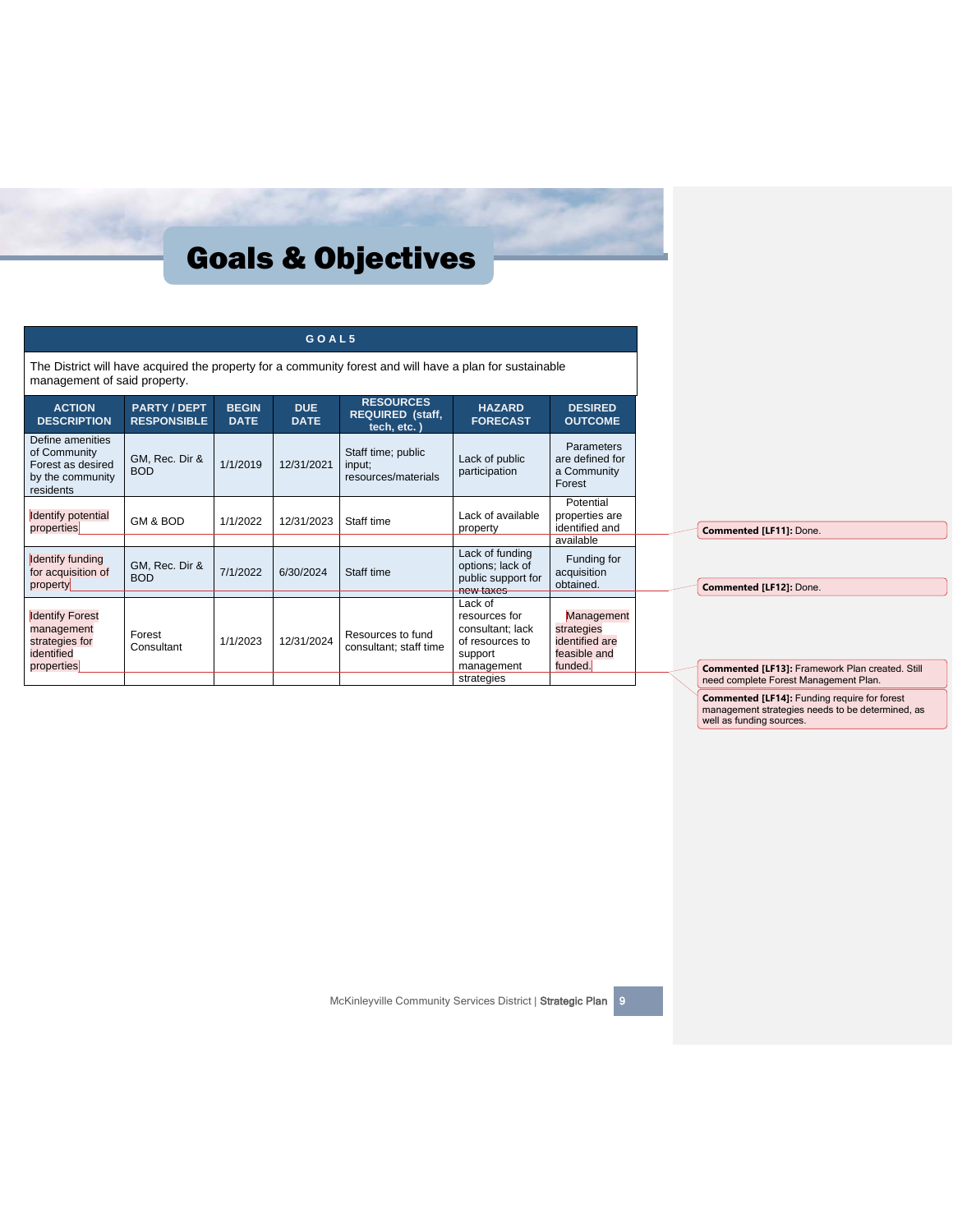# Goals & Objectives

| GOAL 5 | | | | | | |
|---|---|---|---|---|---|---|
| The District will have acquired the property for a community forest and will have a plan for sustainable management of said property. | | | | | | |
| **ACTION DESCRIPTION** | **PARTY / DEPT RESPONSIBLE** | **BEGIN DATE** | **DUE DATE** | **RESOURCES REQUIRED (staff, tech, etc. )** | **HAZARD FORECAST** | **DESIRED OUTCOME** |
| Define amenities of Community Forest as desired by the community residents | GM, Rec. Dir & BOD | 1/1/2019 | 12/31/2021 | Staff time; public input; resources/materials | Lack of public participation | Parameters are defined for a Community Forest |
| Identify potential properties | GM & BOD | 1/1/2022 | 12/31/2023 | Staff time | Lack of available property | Potential properties are identified and available |
| Identify funding for acquisition of property | GM, Rec. Dir & BOD | 7/1/2022 | 6/30/2024 | Staff time | Lack of funding options; lack of public support for ~~new taxes~~ | Funding for acquisition obtained. |
| Identify Forest management strategies for identified properties | Forest Consultant | 1/1/2023 | 12/31/2024 | Resources to fund consultant; staff time | Lack of resources for consultant; lack of resources to support management strategies | Management strategies identified are feasible and funded. |

**Commented [LF11]:** Done.

**Commented [LF12]:** Done.

**Commented [LF13]:** Framework Plan created. Still need complete Forest Management Plan.

**Commented [LF14]:** Funding require for forest management strategies needs to be determined, as well as funding sources.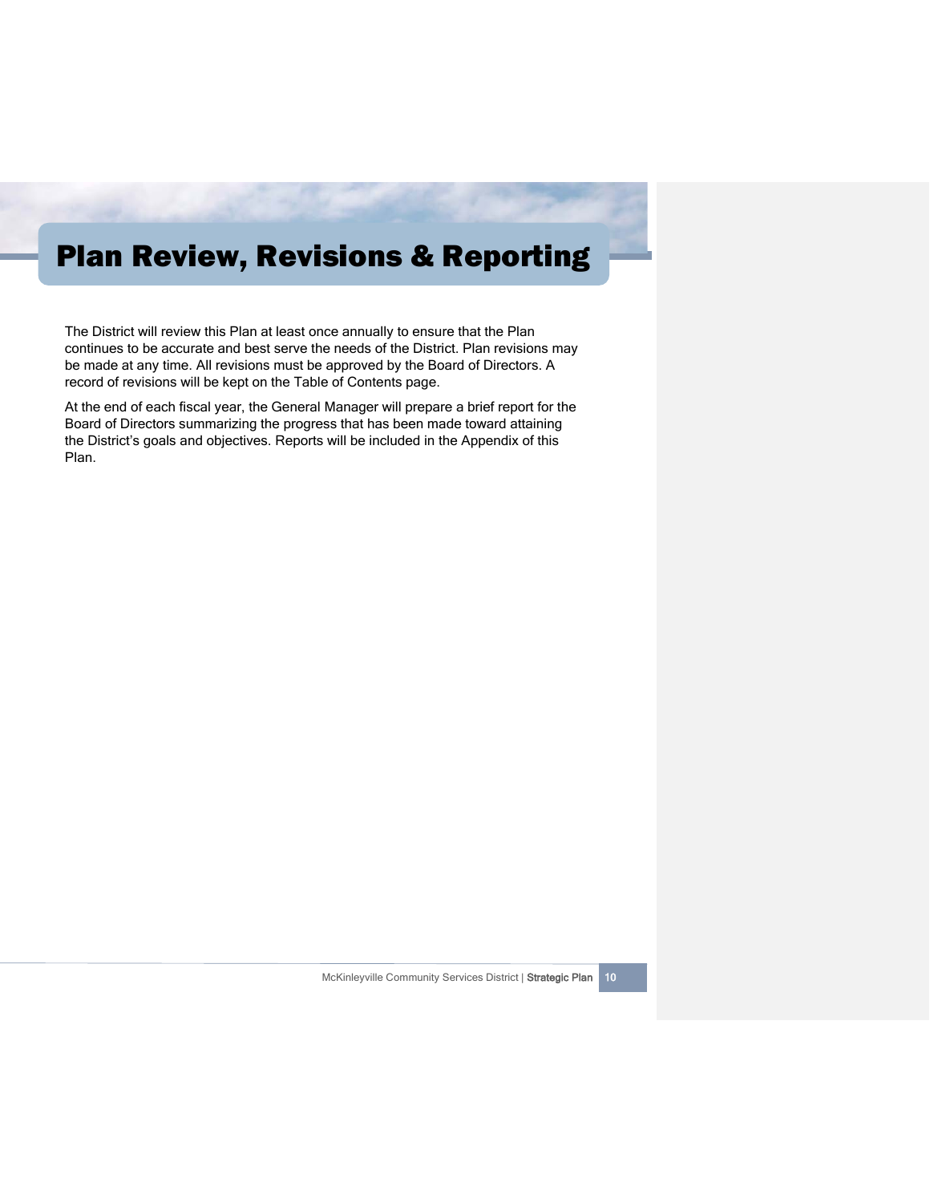# Plan Review, Revisions & Reporting

The District will review this Plan at least once annually to ensure that the Plan continues to be accurate and best serve the needs of the District. Plan revisions may be made at any time. All revisions must be approved by the Board of Directors. A record of revisions will be kept on the Table of Contents page.

At the end of each fiscal year, the General Manager will prepare a brief report for the Board of Directors summarizing the progress that has been made toward attaining the District's goals and objectives. Reports will be included in the Appendix of this Plan.